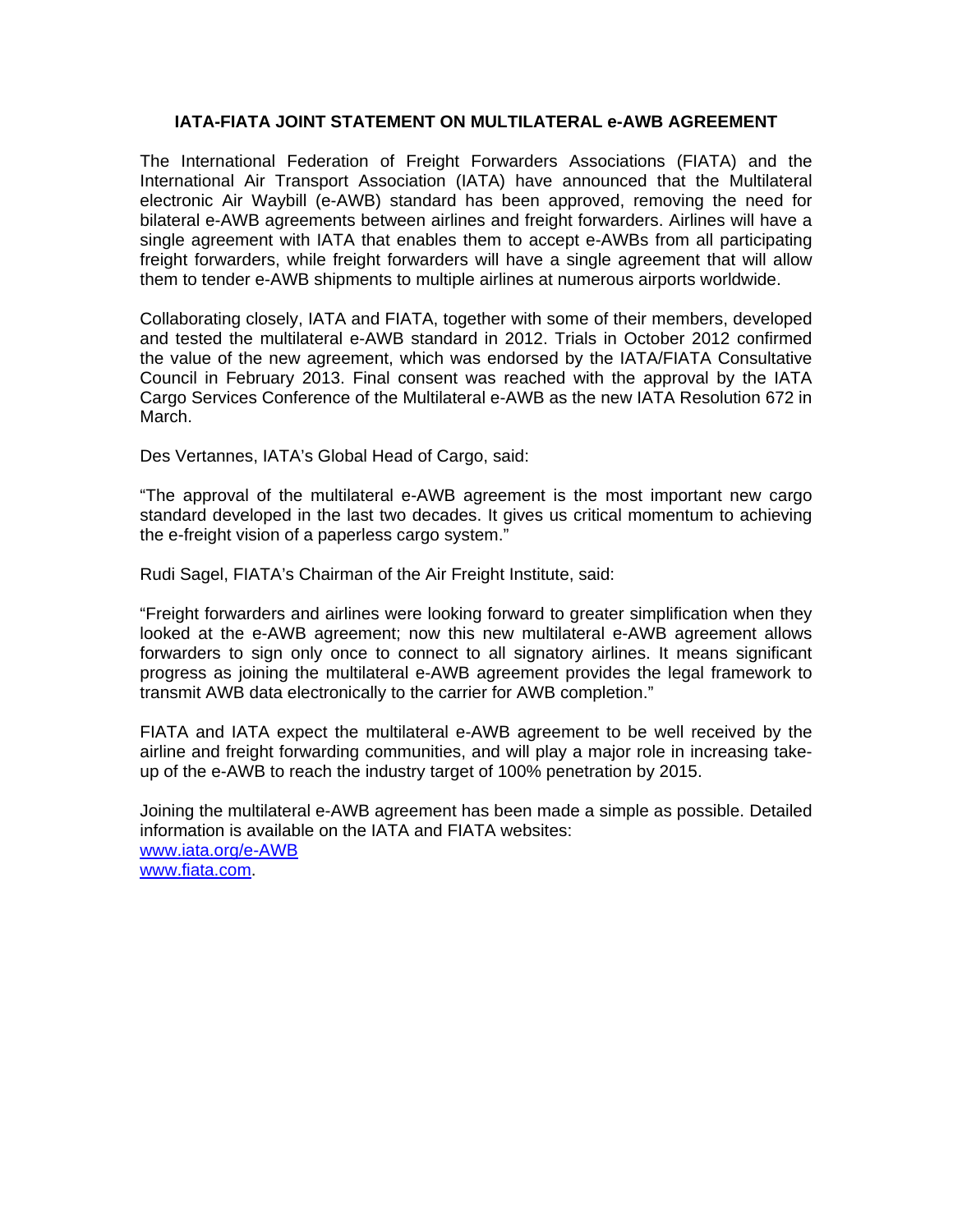# IATA-FIATA JOINT STATEMENT ON MULTILATERAL e-AWB AGREEMENT

The International Federation of Freight Forwarders Associations (FIATA) and the International Air Transport Association (IATA) have announced that the Multilateral electronic Air Waybill (e-AWB) standard has been approved, removing the need for bilateral e-AWB agreements between airlines and freight forwarders. Airlines will have a single agreement with IATA that enables them to accept e-AWBs from all participating freight forwarders, while freight forwarders will have a single agreement that will allow them to tender e-AWB shipments to multiple airlines at numerous airports worldwide.

Collaborating closely, IATA and FIATA, together with some of their members, developed and tested the multilateral e-AWB standard in 2012. Trials in October 2012 confirmed the value of the new agreement, which was endorsed by the IATA/FIATA Consultative Council in February 2013. Final consent was reached with the approval by the IATA Cargo Services Conference of the Multilateral e-AWB as the new IATA Resolution 672 in March.

Des Vertannes, IATA's Global Head of Cargo, said:

"The approval of the multilateral e-AWB agreement is the most important new cargo standard developed in the last two decades. It gives us critical momentum to achieving the e-freight vision of a paperless cargo system."

Rudi Sagel, FIATA's Chairman of the Air Freight Institute, said:

"Freight forwarders and airlines were looking forward to greater simplification when they looked at the e-AWB agreement; now this new multilateral e-AWB agreement allows forwarders to sign only once to connect to all signatory airlines. It means significant progress as joining the multilateral e-AWB agreement provides the legal framework to transmit AWB data electronically to the carrier for AWB completion."

FIATA and IATA expect the multilateral e-AWB agreement to be well received by the airline and freight forwarding communities, and will play a major role in increasing take-up of the e-AWB to reach the industry target of 100% penetration by 2015.

Joining the multilateral e-AWB agreement has been made a simple as possible. Detailed information is available on the IATA and FIATA websites:
www.iata.org/e-AWB
www.fiata.com.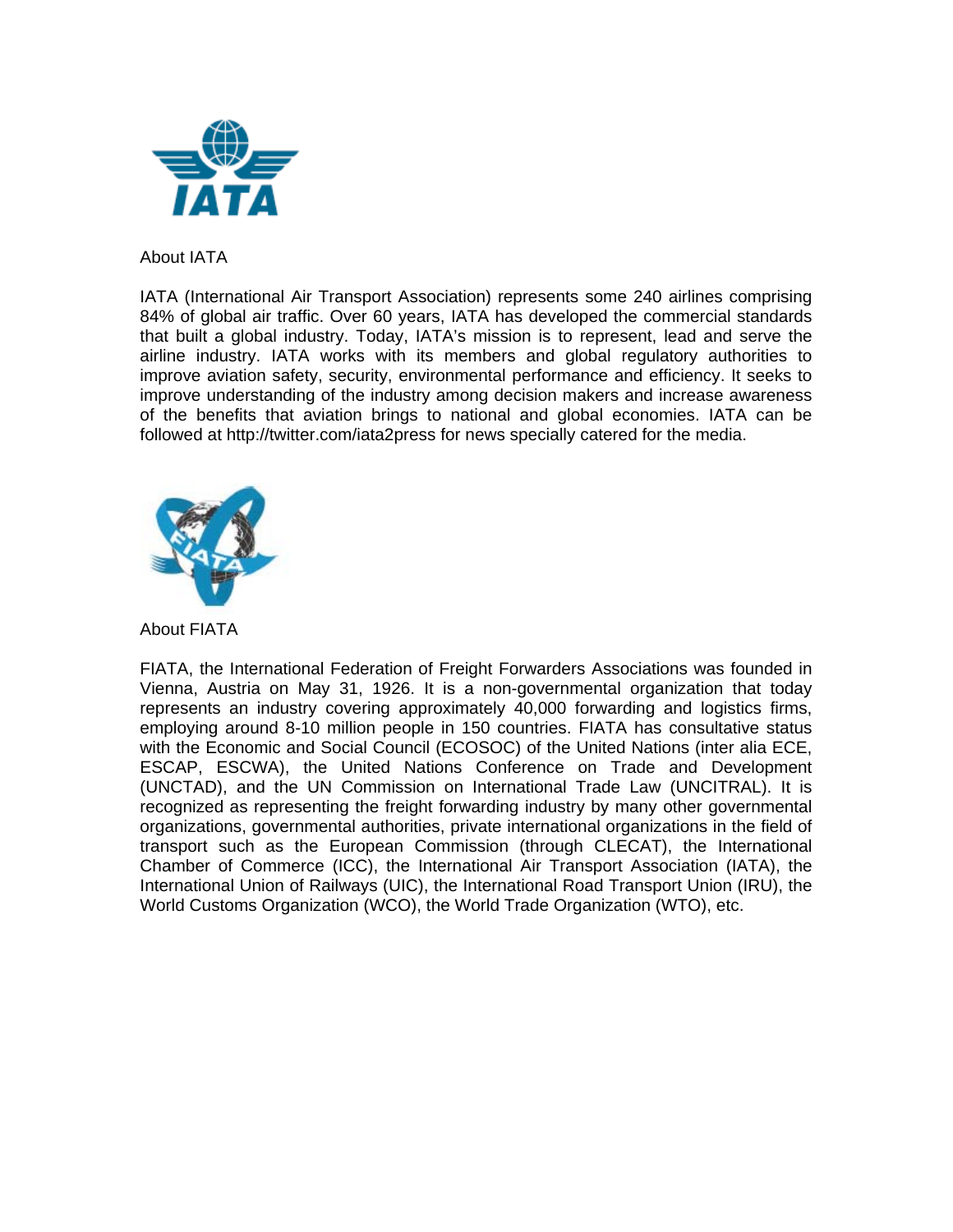About IATA

IATA (International Air Transport Association) represents some 240 airlines comprising 84% of global air traffic. Over 60 years, IATA has developed the commercial standards that built a global industry. Today, IATA's mission is to represent, lead and serve the airline industry. IATA works with its members and global regulatory authorities to improve aviation safety, security, environmental performance and efficiency. It seeks to improve understanding of the industry among decision makers and increase awareness of the benefits that aviation brings to national and global economies. IATA can be followed at http://twitter.com/iata2press for news specially catered for the media.

About FIATA

FIATA, the International Federation of Freight Forwarders Associations was founded in Vienna, Austria on May 31, 1926. It is a non-governmental organization that today represents an industry covering approximately 40,000 forwarding and logistics firms, employing around 8-10 million people in 150 countries. FIATA has consultative status with the Economic and Social Council (ECOSOC) of the United Nations (inter alia ECE, ESCAP, ESCWA), the United Nations Conference on Trade and Development (UNCTAD), and the UN Commission on International Trade Law (UNCITRAL). It is recognized as representing the freight forwarding industry by many other governmental organizations, governmental authorities, private international organizations in the field of transport such as the European Commission (through CLECAT), the International Chamber of Commerce (ICC), the International Air Transport Association (IATA), the International Union of Railways (UIC), the International Road Transport Union (IRU), the World Customs Organization (WCO), the World Trade Organization (WTO), etc.